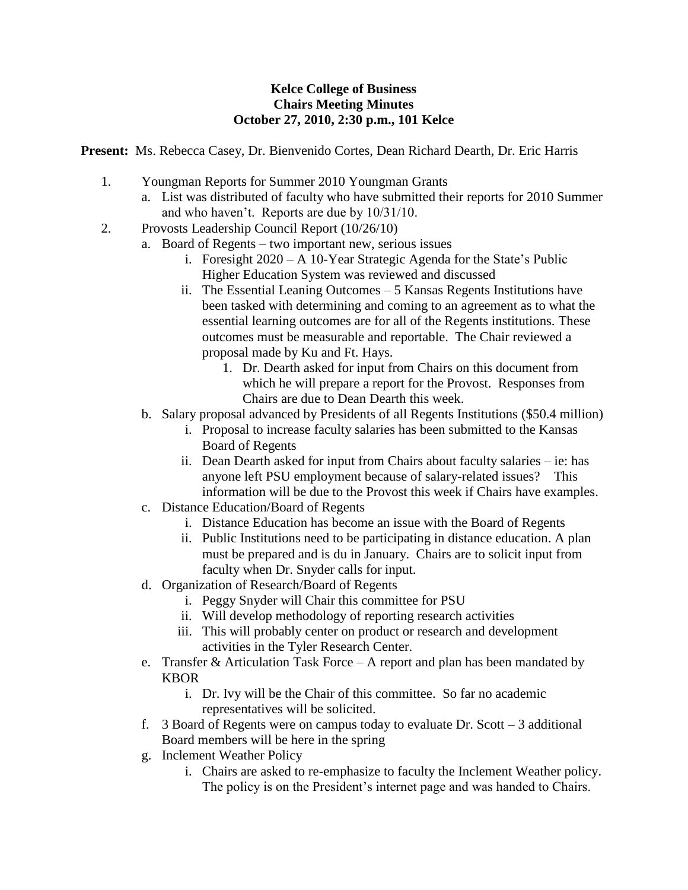**Kelce College of Business**
**Chairs Meeting Minutes**
**October 27, 2010, 2:30 p.m., 101 Kelce**

**Present:** Ms. Rebecca Casey, Dr. Bienvenido Cortes, Dean Richard Dearth, Dr. Eric Harris

1. Youngman Reports for Summer 2010 Youngman Grants
   a. List was distributed of faculty who have submitted their reports for 2010 Summer and who haven't. Reports are due by 10/31/10.
2. Provosts Leadership Council Report (10/26/10)
   a. Board of Regents – two important new, serious issues
      i. Foresight 2020 – A 10-Year Strategic Agenda for the State's Public Higher Education System was reviewed and discussed
      ii. The Essential Leaning Outcomes – 5 Kansas Regents Institutions have been tasked with determining and coming to an agreement as to what the essential learning outcomes are for all of the Regents institutions. These outcomes must be measurable and reportable. The Chair reviewed a proposal made by Ku and Ft. Hays.
         1. Dr. Dearth asked for input from Chairs on this document from which he will prepare a report for the Provost. Responses from Chairs are due to Dean Dearth this week.
   b. Salary proposal advanced by Presidents of all Regents Institutions ($50.4 million)
      i. Proposal to increase faculty salaries has been submitted to the Kansas Board of Regents
      ii. Dean Dearth asked for input from Chairs about faculty salaries – ie: has anyone left PSU employment because of salary-related issues? This information will be due to the Provost this week if Chairs have examples.
   c. Distance Education/Board of Regents
      i. Distance Education has become an issue with the Board of Regents
      ii. Public Institutions need to be participating in distance education. A plan must be prepared and is du in January. Chairs are to solicit input from faculty when Dr. Snyder calls for input.
   d. Organization of Research/Board of Regents
      i. Peggy Snyder will Chair this committee for PSU
      ii. Will develop methodology of reporting research activities
      iii. This will probably center on product or research and development activities in the Tyler Research Center.
   e. Transfer & Articulation Task Force – A report and plan has been mandated by KBOR
      i. Dr. Ivy will be the Chair of this committee. So far no academic representatives will be solicited.
   f. 3 Board of Regents were on campus today to evaluate Dr. Scott – 3 additional Board members will be here in the spring
   g. Inclement Weather Policy
      i. Chairs are asked to re-emphasize to faculty the Inclement Weather policy. The policy is on the President's internet page and was handed to Chairs.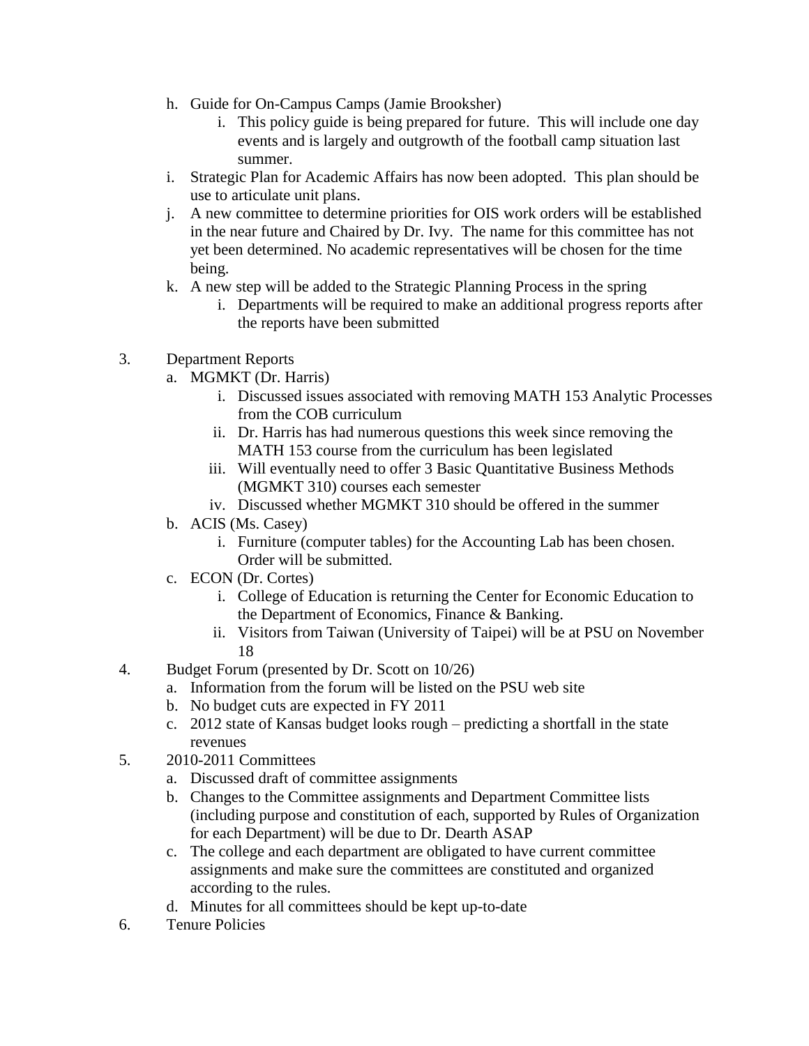h. Guide for On-Campus Camps (Jamie Brooksher)
    i. This policy guide is being prepared for future. This will include one day events and is largely and outgrowth of the football camp situation last summer.
i. Strategic Plan for Academic Affairs has now been adopted. This plan should be use to articulate unit plans.
j. A new committee to determine priorities for OIS work orders will be established in the near future and Chaired by Dr. Ivy. The name for this committee has not yet been determined. No academic representatives will be chosen for the time being.
k. A new step will be added to the Strategic Planning Process in the spring
    i. Departments will be required to make an additional progress reports after the reports have been submitted

3. Department Reports
    a. MGMKT (Dr. Harris)
        i. Discussed issues associated with removing MATH 153 Analytic Processes from the COB curriculum
        ii. Dr. Harris has had numerous questions this week since removing the MATH 153 course from the curriculum has been legislated
        iii. Will eventually need to offer 3 Basic Quantitative Business Methods (MGMKT 310) courses each semester
        iv. Discussed whether MGMKT 310 should be offered in the summer
    b. ACIS (Ms. Casey)
        i. Furniture (computer tables) for the Accounting Lab has been chosen. Order will be submitted.
    c. ECON (Dr. Cortes)
        i. College of Education is returning the Center for Economic Education to the Department of Economics, Finance & Banking.
        ii. Visitors from Taiwan (University of Taipei) will be at PSU on November 18
4. Budget Forum (presented by Dr. Scott on 10/26)
    a. Information from the forum will be listed on the PSU web site
    b. No budget cuts are expected in FY 2011
    c. 2012 state of Kansas budget looks rough – predicting a shortfall in the state revenues
5. 2010-2011 Committees
    a. Discussed draft of committee assignments
    b. Changes to the Committee assignments and Department Committee lists (including purpose and constitution of each, supported by Rules of Organization for each Department) will be due to Dr. Dearth ASAP
    c. The college and each department are obligated to have current committee assignments and make sure the committees are constituted and organized according to the rules.
    d. Minutes for all committees should be kept up-to-date
6. Tenure Policies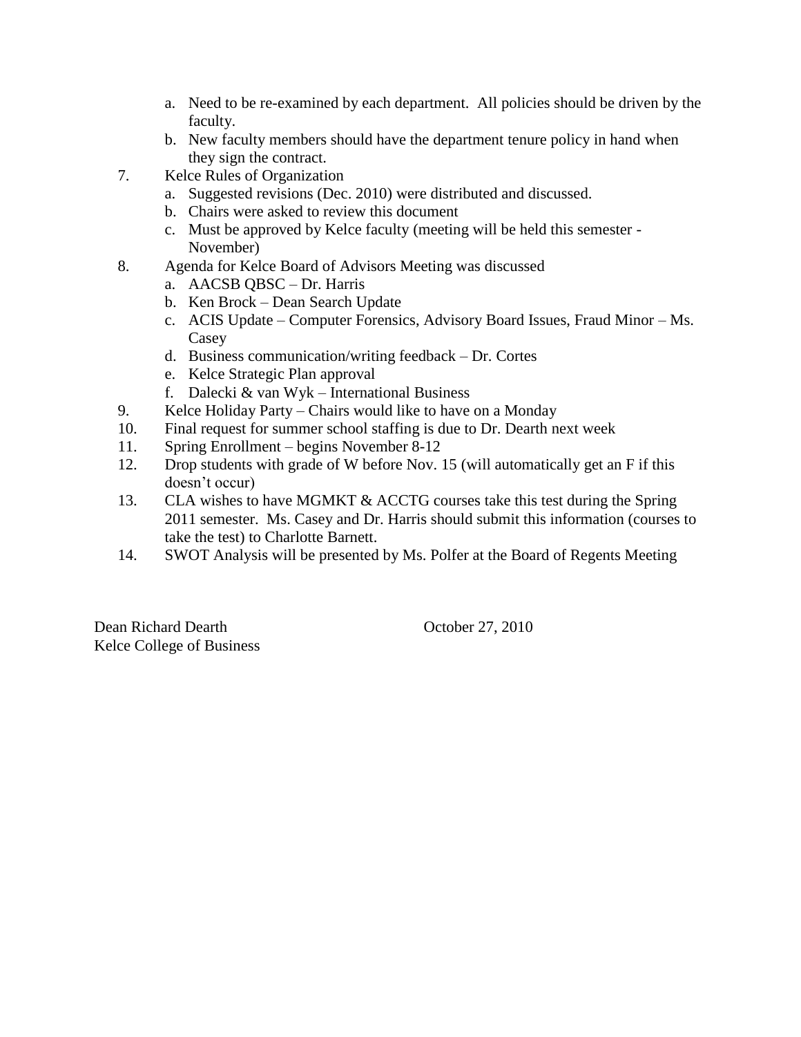a. Need to be re-examined by each department. All policies should be driven by the faculty.
   b. New faculty members should have the department tenure policy in hand when they sign the contract.

7. Kelce Rules of Organization
   a. Suggested revisions (Dec. 2010) were distributed and discussed.
   b. Chairs were asked to review this document
   c. Must be approved by Kelce faculty (meeting will be held this semester - November)
8. Agenda for Kelce Board of Advisors Meeting was discussed
   a. AACSB QBSC – Dr. Harris
   b. Ken Brock – Dean Search Update
   c. ACIS Update – Computer Forensics, Advisory Board Issues, Fraud Minor – Ms. Casey
   d. Business communication/writing feedback – Dr. Cortes
   e. Kelce Strategic Plan approval
   f. Dalecki & van Wyk – International Business
9. Kelce Holiday Party – Chairs would like to have on a Monday
10. Final request for summer school staffing is due to Dr. Dearth next week
11. Spring Enrollment – begins November 8-12
12. Drop students with grade of W before Nov. 15 (will automatically get an F if this doesn't occur)
13. CLA wishes to have MGMKT & ACCTG courses take this test during the Spring 2011 semester. Ms. Casey and Dr. Harris should submit this information (courses to take the test) to Charlotte Barnett.
14. SWOT Analysis will be presented by Ms. Polfer at the Board of Regents Meeting

Dean Richard Dearth  
Kelce College of Business

October 27, 2010